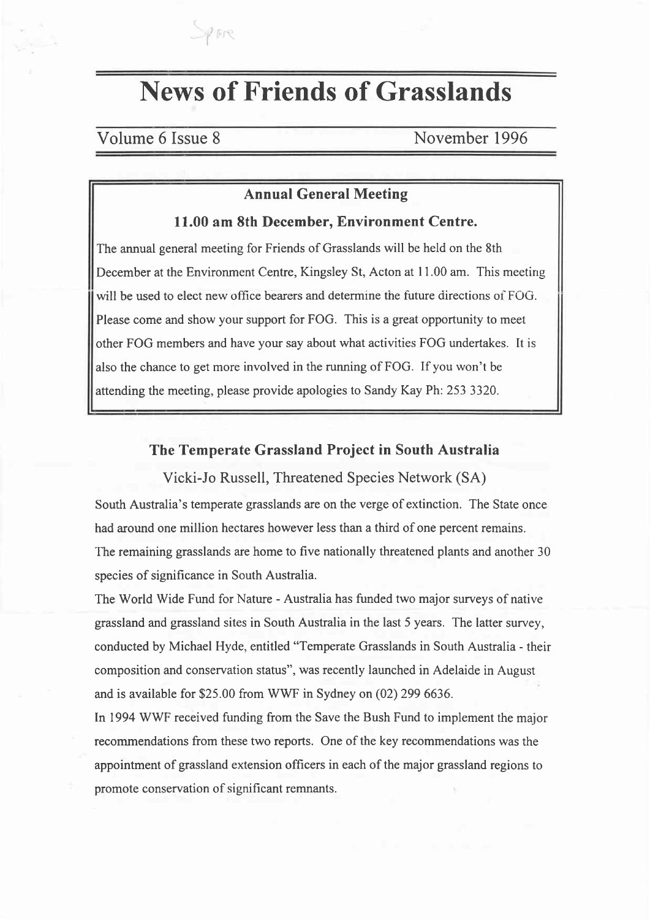# News of Friends of Grasslands

Volume 6 Issue 8 November 1996

## Annual General Meeting

### 11.00 am 8th December, Environment Centre.

The annual general meeting for Friends of Grasslands will be held on the 8th December at the Environment Centre, Kingsley St, Acton at 11.00 am. This meeting will be used to elect new office bearers and determine the future directions of FOG. Please come and show your support for FOG. This is a great opportunity to meet other FOG members and have your say about what activities FOG undertakes. It is also the chance to get more involved in the running of FOG. If you won't be attending the meeting, please provide apologies to Sandy Kay Ph: 253 3320.

## The Temperate Grassland Project in South Australia

Vicki-Jo Russell, Threatened Species Network (SA)

South Australia's temperate grasslands are on the verge of extinction. The State once had around one million hectares however less than a third of one percent remains. The remaining grasslands are home to five nationally threatened plants and another 30 species of significance in South Australia.

The World Wide Fund for Nature - Australia has funded two major surveys of native grassland and grassland sites in South Australia in the last 5 years. The latter survey, conducted by Michael Hyde, entitled "Temperate Grasslands in South Australia - their composition and conservation status", was recently launched in Adelaide in August and is available for $25.00 from WWF in Sydney on (02) 299 6636.

In 1994 WWF received funding from the Save the Bush Fund to implement the major recommendations from these two reports. One of the key recommendations was the appointment of grassland extension officers in each of the major grassland regions to promote conservation of significant remnants.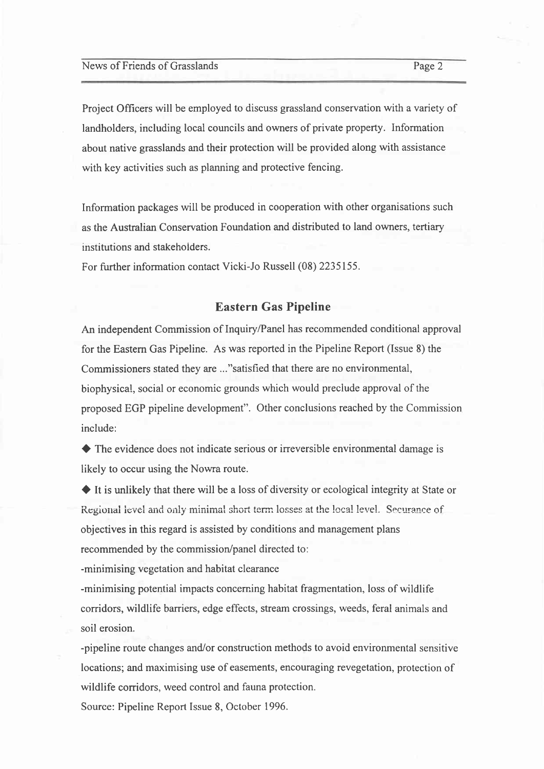Project Officers will be employed to discuss grassland conservation with a variety of landholders, including local councils and owners of private property. Information about native grasslands and their protection will be provided along with assistance with key activities such as planning and protective fencing.

Information packages will be produced in cooperation with other organisations such as the Australian Conservation Foundation and distributed to land owners, tertiary institutions and stakeholders.

For further information contact Vicki-Jo Russell (08) 2235155.

## Eastern Gas Pipeline

An independent Commission of Inquiry/Panel has recommended conditional approval for the Eastern Gas Pipeline. As was reported in the Pipeline Report (Issue 8) the Commissioners stated they are ..."satisfied that there are no environmental, biophysical, social or economic grounds which would preclude approval of the proposed EGP pipeline development". Other conclusions reached by the Commission include:

◆ The evidence does not indicate serious or irreversible environmental damage is likely to occur using the Nowra route.

◆ It is unlikely that there will be a loss of diversity or ecological integrity at State or Regional level and only minimal short term losses at the local level. Securance of objectives in this regard is assisted by conditions and management plans recommended by the commission/panel directed to:

-minimising vegetation and habitat clearance

-minimising potential impacts concerning habitat fragmentation, loss of wildlife corridors, wildlife barriers, edge effects, stream crossings, weeds, feral animals and soil erosion.

-pipeline route changes and/or construction methods to avoid environmental sensitive locations; and maximising use of easements, encouraging revegetation, protection of wildlife corridors, weed control and fauna protection.

Source: Pipeline Report Issue 8, October 1996.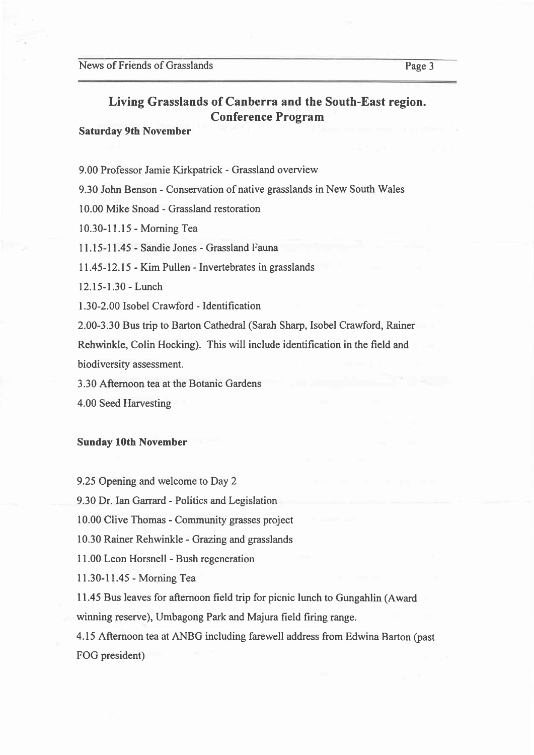## Living Grasslands of Canberra and the South-East region. Conference Program

**Saturday 9th November**

9.00 Professor Jamie Kirkpatrick - Grassland overview

9.30 John Benson - Conservation of native grasslands in New South Wales

10.00 Mike Snoad - Grassland restoration

10.30-11.15 - Morning Tea

11.15-11.45 - Sandie Jones - Grassland Fauna

11.45-12.15 - Kim Pullen - Invertebrates in grasslands

12.15-1.30 - Lunch

1.30-2.00 Isobel Crawford - Identification

2.00-3.30 Bus trip to Barton Cathedral (Sarah Sharp, Isobel Crawford, Rainer Rehwinkle, Colin Hocking). This will include identification in the field and biodiversity assessment.

3.30 Afternoon tea at the Botanic Gardens

4.00 Seed Harvesting

**Sunday 10th November**

9.25 Opening and welcome to Day 2

9.30 Dr. Ian Garrard - Politics and Legislation

10.00 Clive Thomas - Community grasses project

10.30 Rainer Rehwinkle - Grazing and grasslands

11.00 Leon Horsnell - Bush regeneration

11.30-11.45 - Morning Tea

11.45 Bus leaves for afternoon field trip for picnic lunch to Gungahlin (Award winning reserve), Umbagong Park and Majura field firing range.

4.15 Afternoon tea at ANBG including farewell address from Edwina Barton (past FOG president)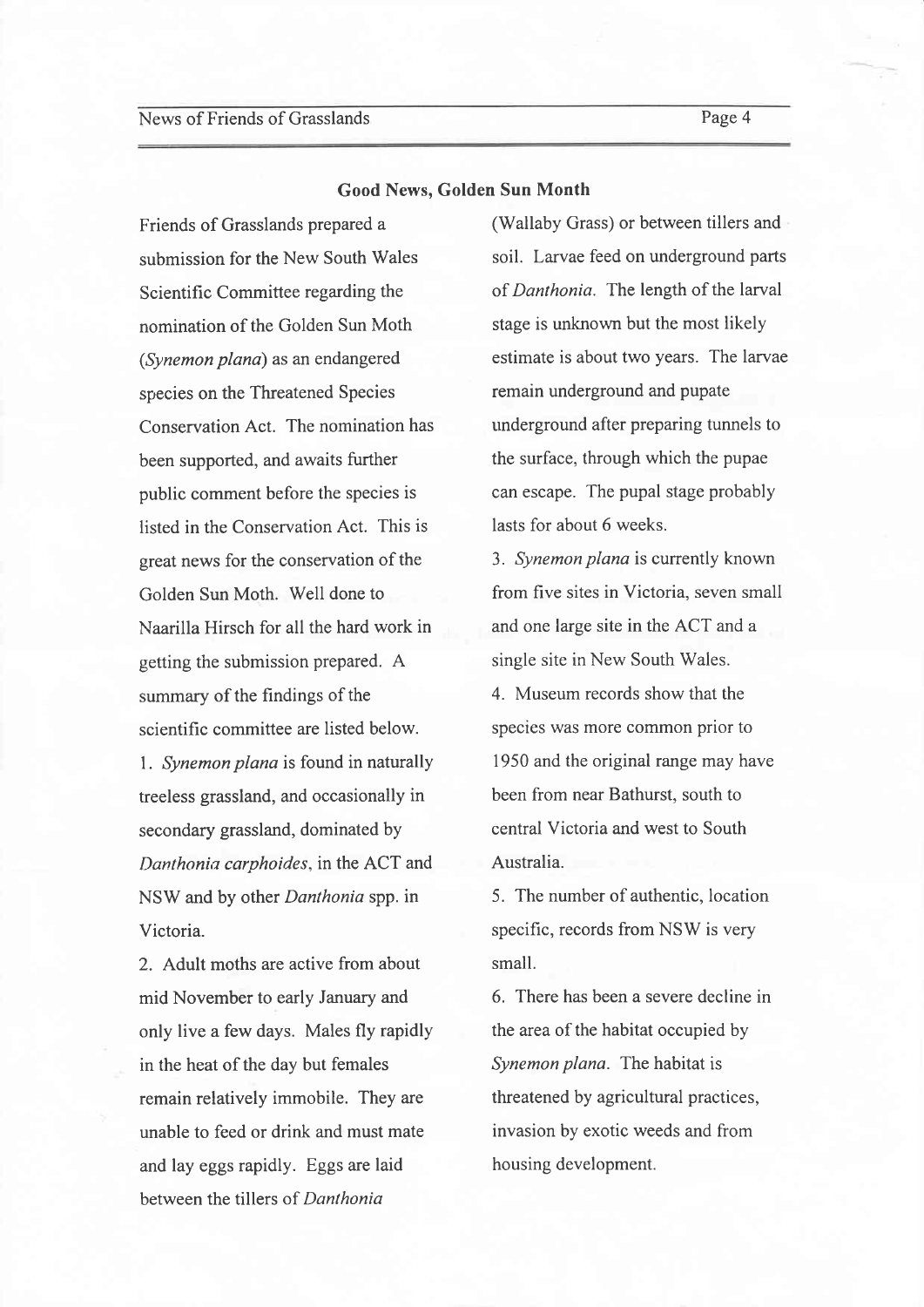## Good News, Golden Sun Month

Friends of Grasslands prepared a submission for the New South Wales Scientific Committee regarding the nomination of the Golden Sun Moth (*Synemon plana*) as an endangered species on the Threatened Species Conservation Act. The nomination has been supported, and awaits further public comment before the species is listed in the Conservation Act. This is great news for the conservation of the Golden Sun Moth. Well done to Naarilla Hirsch for all the hard work in getting the submission prepared. A summary of the findings of the scientific committee are listed below.

1. *Synemon plana* is found in naturally treeless grassland, and occasionally in secondary grassland, dominated by *Danthonia carphoides*, in the ACT and NSW and by other *Danthonia* spp. in Victoria.

2. Adult moths are active from about mid November to early January and only live a few days. Males fly rapidly in the heat of the day but females remain relatively immobile. They are unable to feed or drink and must mate and lay eggs rapidly. Eggs are laid between the tillers of *Danthonia* (Wallaby Grass) or between tillers and soil. Larvae feed on underground parts of *Danthonia*. The length of the larval stage is unknown but the most likely estimate is about two years. The larvae remain underground and pupate underground after preparing tunnels to the surface, through which the pupae can escape. The pupal stage probably lasts for about 6 weeks.

3. *Synemon plana* is currently known from five sites in Victoria, seven small and one large site in the ACT and a single site in New South Wales.

4. Museum records show that the species was more common prior to 1950 and the original range may have been from near Bathurst, south to central Victoria and west to South Australia.

5. The number of authentic, location specific, records from NSW is very small.

6. There has been a severe decline in the area of the habitat occupied by *Synemon plana*. The habitat is threatened by agricultural practices, invasion by exotic weeds and from housing development.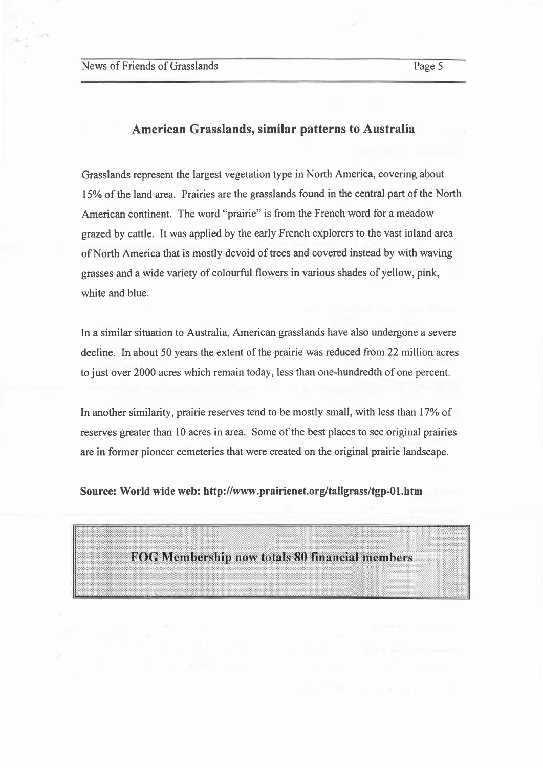## American Grasslands, similar patterns to Australia

Grasslands represent the largest vegetation type in North America, covering about 15% of the land area. Prairies are the grasslands found in the central part of the North American continent. The word "prairie" is from the French word for a meadow grazed by cattle. It was applied by the early French explorers to the vast inland area of North America that is mostly devoid of trees and covered instead by with waving grasses and a wide variety of colourful flowers in various shades of yellow, pink, white and blue.

In a similar situation to Australia, American grasslands have also undergone a severe decline. In about 50 years the extent of the prairie was reduced from 22 million acres to just over 2000 acres which remain today, less than one-hundredth of one percent.

In another similarity, prairie reserves tend to be mostly small, with less than 17% of reserves greater than 10 acres in area. Some of the best places to see original prairies are in former pioneer cemeteries that were created on the original prairie landscape.

**Source: World wide web: http://www.prairienet.org/tallgrass/tgp-01.htm**

**FOG Membership now totals 80 financial members**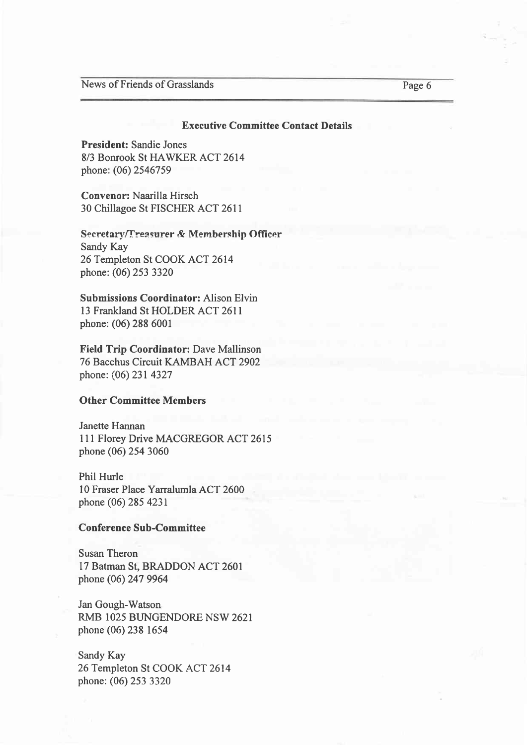## Executive Committee Contact Details

**President:** Sandie Jones
8/3 Bonrook St HAWKER ACT 2614
phone: (06) 2546759

**Convenor:** Naarilla Hirsch
30 Chillagoe St FISCHER ACT 2611

**Secretary/Treasurer & Membership Officer**
Sandy Kay
26 Templeton St COOK ACT 2614
phone: (06) 253 3320

**Submissions Coordinator:** Alison Elvin
13 Frankland St HOLDER ACT 2611
phone: (06) 288 6001

**Field Trip Coordinator:** Dave Mallinson
76 Bacchus Circuit KAMBAH ACT 2902
phone: (06) 231 4327

**Other Committee Members**

Janette Hannan
111 Florey Drive MACGREGOR ACT 2615
phone (06) 254 3060

Phil Hurle
10 Fraser Place Yarralumla ACT 2600
phone (06) 285 4231

**Conference Sub-Committee**

Susan Theron
17 Batman St, BRADDON ACT 2601
phone (06) 247 9964

Jan Gough-Watson
RMB 1025 BUNGENDORE NSW 2621
phone (06) 238 1654

Sandy Kay
26 Templeton St COOK ACT 2614
phone: (06) 253 3320